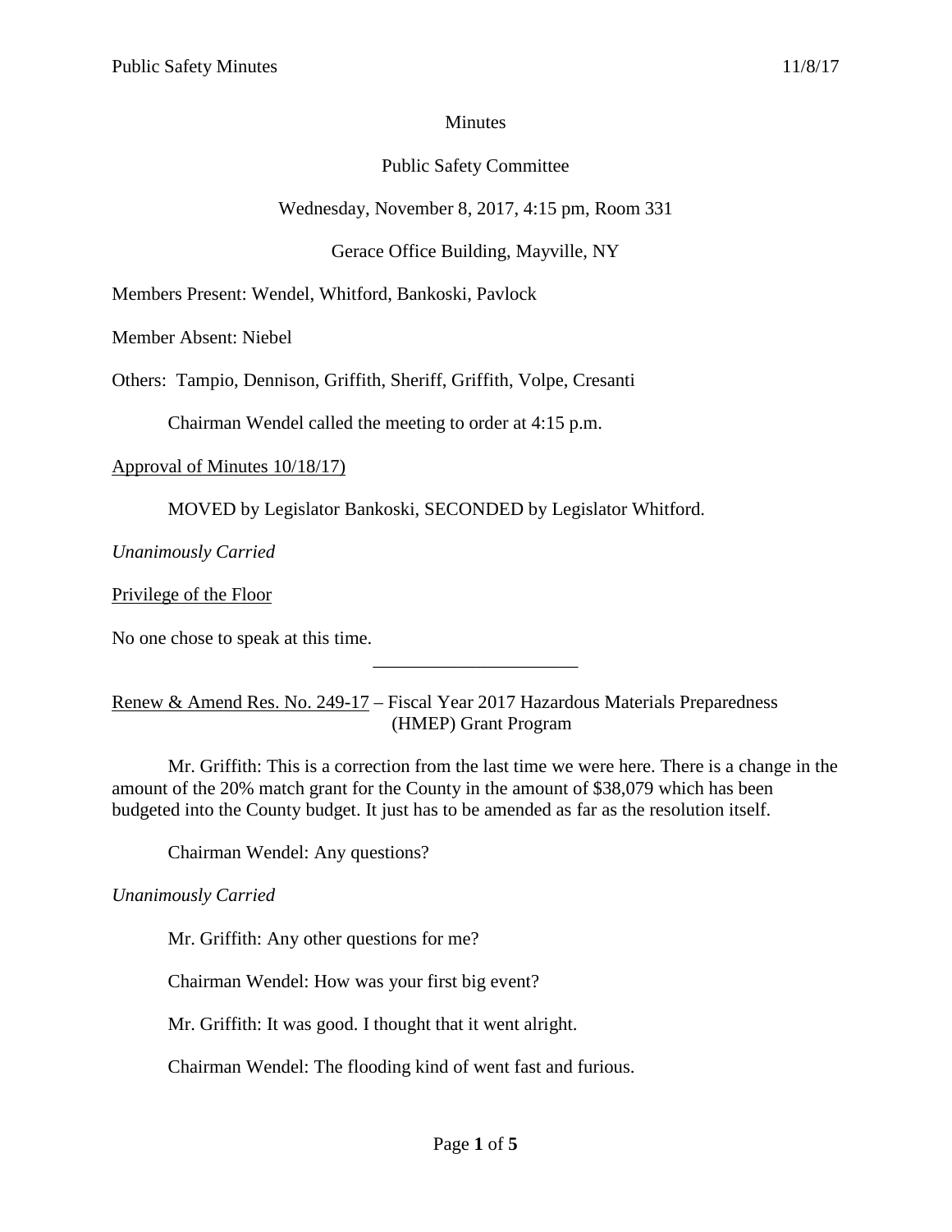Minutes

Public Safety Committee

Wednesday, November 8, 2017, 4:15 pm, Room 331

Gerace Office Building, Mayville, NY

Members Present: Wendel, Whitford, Bankoski, Pavlock

Member Absent: Niebel

Others: Tampio, Dennison, Griffith, Sheriff, Griffith, Volpe, Cresanti

Chairman Wendel called the meeting to order at 4:15 p.m.

Approval of Minutes 10/18/17)

MOVED by Legislator Bankoski, SECONDED by Legislator Whitford.

*Unanimously Carried*

Privilege of the Floor

No one chose to speak at this time.

---

Renew & Amend Res. No. 249-17 – Fiscal Year 2017 Hazardous Materials Preparedness (HMEP) Grant Program

Mr. Griffith: This is a correction from the last time we were here. There is a change in the amount of the 20% match grant for the County in the amount of $38,079 which has been budgeted into the County budget. It just has to be amended as far as the resolution itself.

Chairman Wendel: Any questions?

*Unanimously Carried*

Mr. Griffith: Any other questions for me?

Chairman Wendel: How was your first big event?

Mr. Griffith: It was good. I thought that it went alright.

Chairman Wendel: The flooding kind of went fast and furious.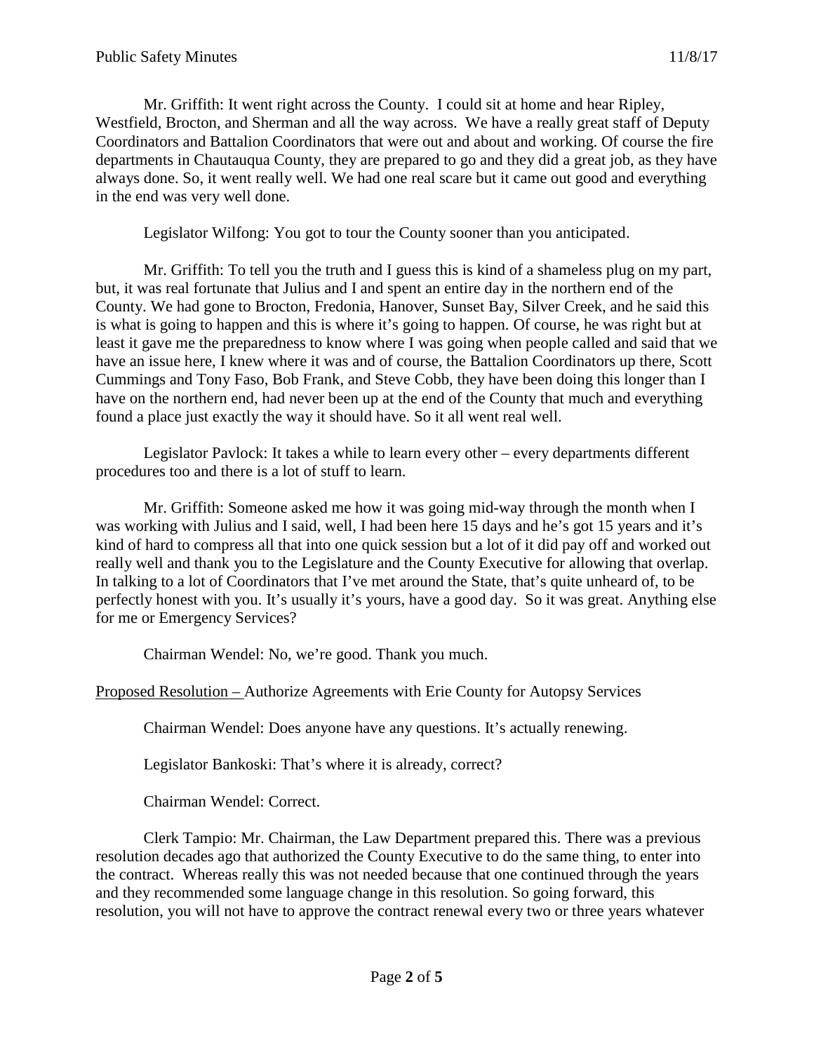Mr. Griffith: It went right across the County. I could sit at home and hear Ripley, Westfield, Brocton, and Sherman and all the way across. We have a really great staff of Deputy Coordinators and Battalion Coordinators that were out and about and working. Of course the fire departments in Chautauqua County, they are prepared to go and they did a great job, as they have always done. So, it went really well. We had one real scare but it came out good and everything in the end was very well done.

Legislator Wilfong: You got to tour the County sooner than you anticipated.

Mr. Griffith: To tell you the truth and I guess this is kind of a shameless plug on my part, but, it was real fortunate that Julius and I and spent an entire day in the northern end of the County. We had gone to Brocton, Fredonia, Hanover, Sunset Bay, Silver Creek, and he said this is what is going to happen and this is where it's going to happen. Of course, he was right but at least it gave me the preparedness to know where I was going when people called and said that we have an issue here, I knew where it was and of course, the Battalion Coordinators up there, Scott Cummings and Tony Faso, Bob Frank, and Steve Cobb, they have been doing this longer than I have on the northern end, had never been up at the end of the County that much and everything found a place just exactly the way it should have. So it all went real well.

Legislator Pavlock: It takes a while to learn every other – every departments different procedures too and there is a lot of stuff to learn.

Mr. Griffith: Someone asked me how it was going mid-way through the month when I was working with Julius and I said, well, I had been here 15 days and he's got 15 years and it's kind of hard to compress all that into one quick session but a lot of it did pay off and worked out really well and thank you to the Legislature and the County Executive for allowing that overlap. In talking to a lot of Coordinators that I've met around the State, that's quite unheard of, to be perfectly honest with you. It's usually it's yours, have a good day. So it was great. Anything else for me or Emergency Services?

Chairman Wendel: No, we're good. Thank you much.

Proposed Resolution – Authorize Agreements with Erie County for Autopsy Services

Chairman Wendel: Does anyone have any questions. It's actually renewing.

Legislator Bankoski: That's where it is already, correct?

Chairman Wendel: Correct.

Clerk Tampio: Mr. Chairman, the Law Department prepared this. There was a previous resolution decades ago that authorized the County Executive to do the same thing, to enter into the contract. Whereas really this was not needed because that one continued through the years and they recommended some language change in this resolution. So going forward, this resolution, you will not have to approve the contract renewal every two or three years whatever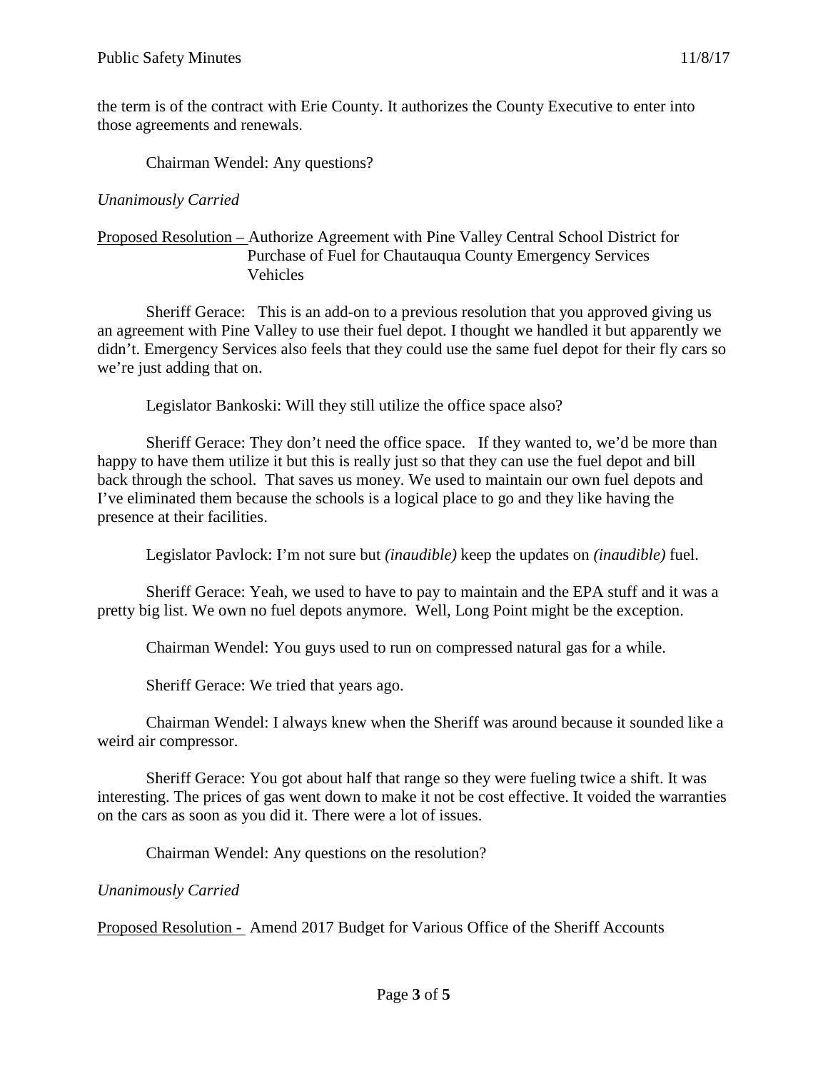the term is of the contract with Erie County. It authorizes the County Executive to enter into those agreements and renewals.

Chairman Wendel: Any questions?

*Unanimously Carried*

Proposed Resolution – Authorize Agreement with Pine Valley Central School District for Purchase of Fuel for Chautauqua County Emergency Services Vehicles

Sheriff Gerace: This is an add-on to a previous resolution that you approved giving us an agreement with Pine Valley to use their fuel depot. I thought we handled it but apparently we didn't. Emergency Services also feels that they could use the same fuel depot for their fly cars so we're just adding that on.

Legislator Bankoski: Will they still utilize the office space also?

Sheriff Gerace: They don't need the office space. If they wanted to, we'd be more than happy to have them utilize it but this is really just so that they can use the fuel depot and bill back through the school. That saves us money. We used to maintain our own fuel depots and I've eliminated them because the schools is a logical place to go and they like having the presence at their facilities.

Legislator Pavlock: I'm not sure but *(inaudible)* keep the updates on *(inaudible)* fuel.

Sheriff Gerace: Yeah, we used to have to pay to maintain and the EPA stuff and it was a pretty big list. We own no fuel depots anymore. Well, Long Point might be the exception.

Chairman Wendel: You guys used to run on compressed natural gas for a while.

Sheriff Gerace: We tried that years ago.

Chairman Wendel: I always knew when the Sheriff was around because it sounded like a weird air compressor.

Sheriff Gerace: You got about half that range so they were fueling twice a shift. It was interesting. The prices of gas went down to make it not be cost effective. It voided the warranties on the cars as soon as you did it. There were a lot of issues.

Chairman Wendel: Any questions on the resolution?

*Unanimously Carried*

Proposed Resolution - Amend 2017 Budget for Various Office of the Sheriff Accounts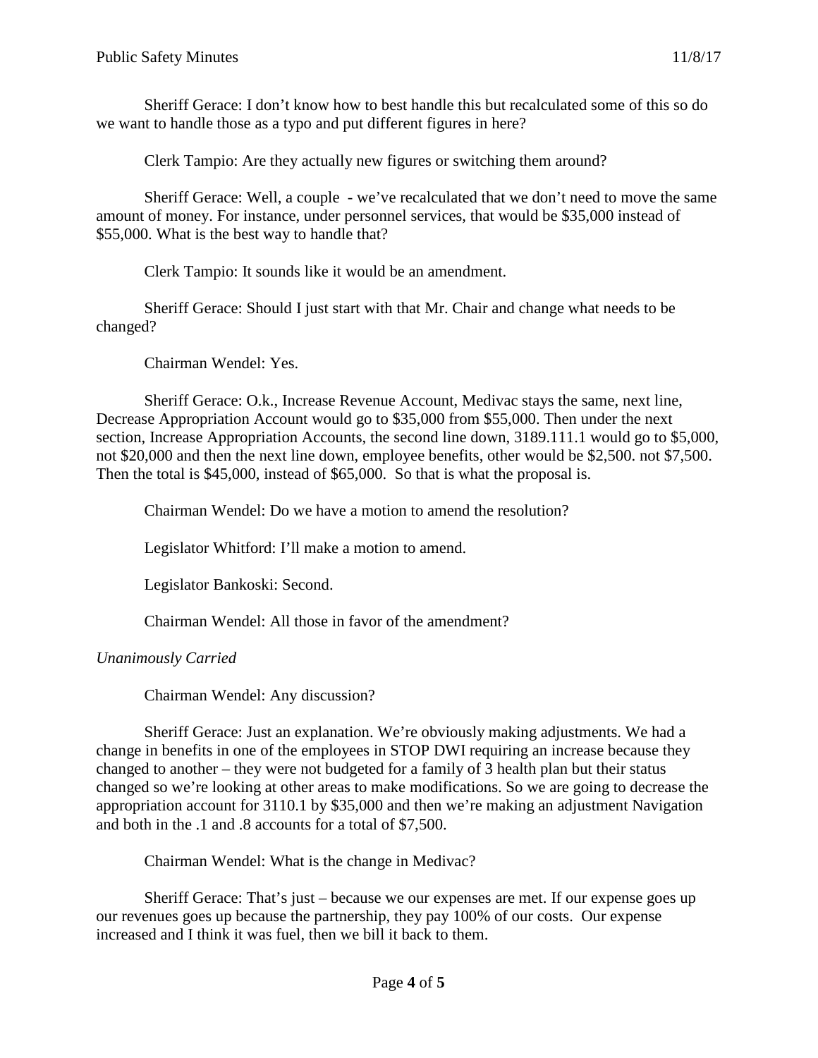Sheriff Gerace: I don't know how to best handle this but recalculated some of this so do we want to handle those as a typo and put different figures in here?

Clerk Tampio: Are they actually new figures or switching them around?

Sheriff Gerace: Well, a couple - we've recalculated that we don't need to move the same amount of money. For instance, under personnel services, that would be $35,000 instead of $55,000. What is the best way to handle that?

Clerk Tampio: It sounds like it would be an amendment.

Sheriff Gerace: Should I just start with that Mr. Chair and change what needs to be changed?

Chairman Wendel: Yes.

Sheriff Gerace: O.k., Increase Revenue Account, Medivac stays the same, next line, Decrease Appropriation Account would go to $35,000 from $55,000. Then under the next section, Increase Appropriation Accounts, the second line down, 3189.111.1 would go to $5,000, not $20,000 and then the next line down, employee benefits, other would be $2,500. not $7,500. Then the total is $45,000, instead of $65,000. So that is what the proposal is.

Chairman Wendel: Do we have a motion to amend the resolution?

Legislator Whitford: I'll make a motion to amend.

Legislator Bankoski: Second.

Chairman Wendel: All those in favor of the amendment?

*Unanimously Carried*

Chairman Wendel: Any discussion?

Sheriff Gerace: Just an explanation. We're obviously making adjustments. We had a change in benefits in one of the employees in STOP DWI requiring an increase because they changed to another – they were not budgeted for a family of 3 health plan but their status changed so we're looking at other areas to make modifications. So we are going to decrease the appropriation account for 3110.1 by $35,000 and then we're making an adjustment Navigation and both in the .1 and .8 accounts for a total of $7,500.

Chairman Wendel: What is the change in Medivac?

Sheriff Gerace: That's just – because we our expenses are met. If our expense goes up our revenues goes up because the partnership, they pay 100% of our costs. Our expense increased and I think it was fuel, then we bill it back to them.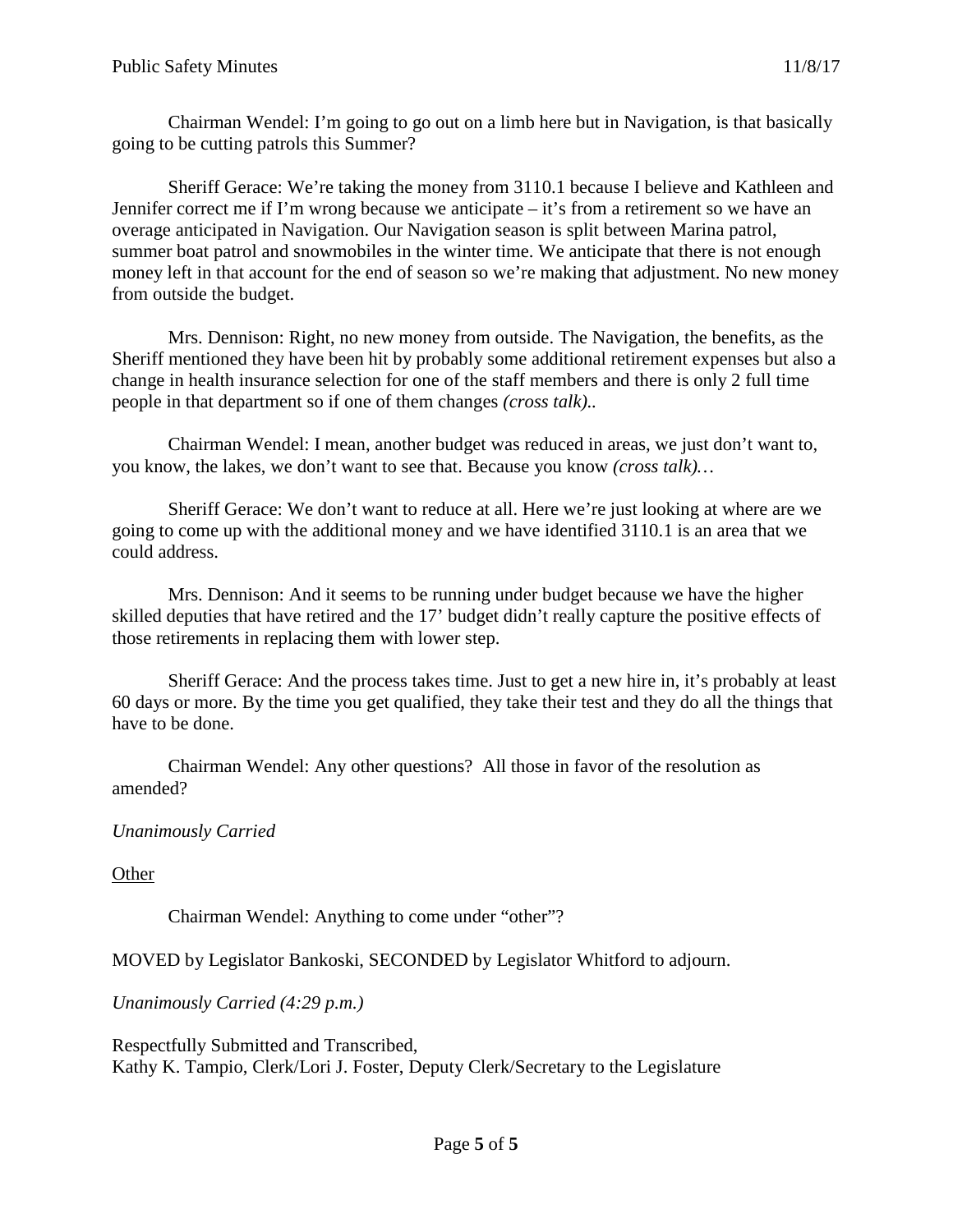Chairman Wendel: I'm going to go out on a limb here but in Navigation, is that basically going to be cutting patrols this Summer?

Sheriff Gerace: We're taking the money from 3110.1 because I believe and Kathleen and Jennifer correct me if I'm wrong because we anticipate – it's from a retirement so we have an overage anticipated in Navigation. Our Navigation season is split between Marina patrol, summer boat patrol and snowmobiles in the winter time. We anticipate that there is not enough money left in that account for the end of season so we're making that adjustment. No new money from outside the budget.

Mrs. Dennison: Right, no new money from outside. The Navigation, the benefits, as the Sheriff mentioned they have been hit by probably some additional retirement expenses but also a change in health insurance selection for one of the staff members and there is only 2 full time people in that department so if one of them changes *(cross talk)*..

Chairman Wendel: I mean, another budget was reduced in areas, we just don't want to, you know, the lakes, we don't want to see that. Because you know *(cross talk)*…

Sheriff Gerace: We don't want to reduce at all. Here we're just looking at where are we going to come up with the additional money and we have identified 3110.1 is an area that we could address.

Mrs. Dennison: And it seems to be running under budget because we have the higher skilled deputies that have retired and the 17' budget didn't really capture the positive effects of those retirements in replacing them with lower step.

Sheriff Gerace: And the process takes time. Just to get a new hire in, it's probably at least 60 days or more. By the time you get qualified, they take their test and they do all the things that have to be done.

Chairman Wendel: Any other questions? All those in favor of the resolution as amended?

*Unanimously Carried*

<u>Other</u>

Chairman Wendel: Anything to come under "other"?

MOVED by Legislator Bankoski, SECONDED by Legislator Whitford to adjourn.

*Unanimously Carried (4:29 p.m.)*

Respectfully Submitted and Transcribed,
Kathy K. Tampio, Clerk/Lori J. Foster, Deputy Clerk/Secretary to the Legislature